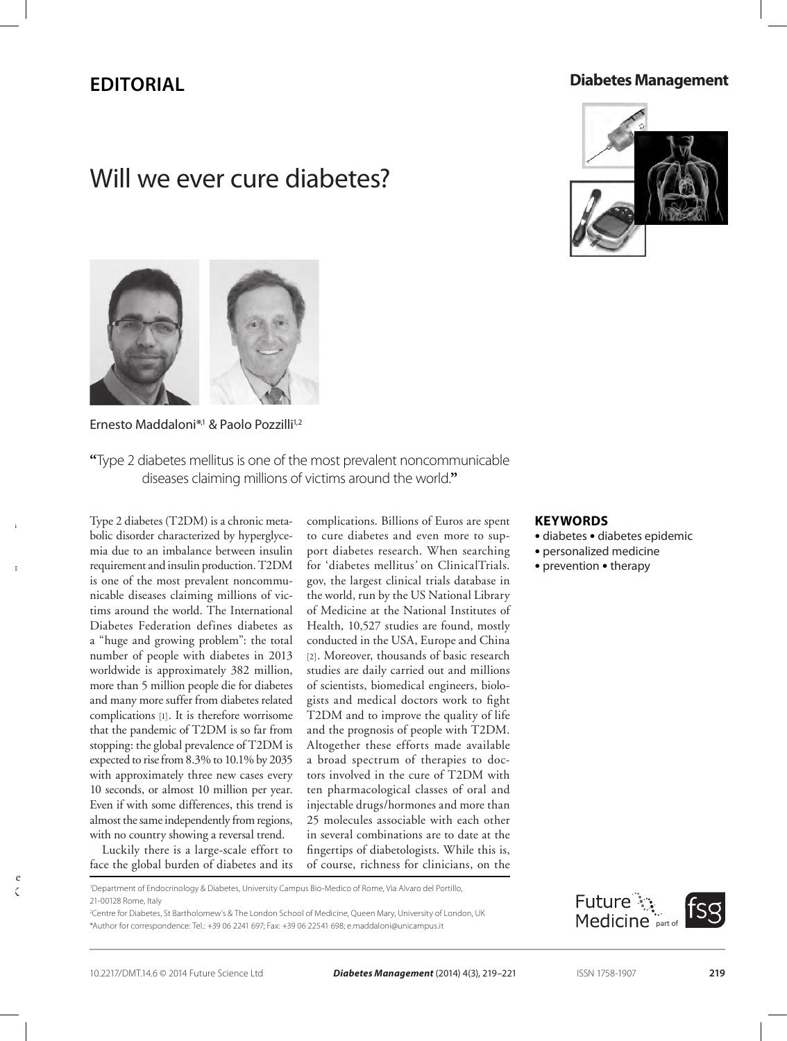# EDITORIAL

**Diabetes Management**

# Will we ever cure diabetes?

Ernesto Maddaloni*[1] & Paolo Pozzilli[1,2]

**"**Type 2 diabetes mellitus is one of the most prevalent noncommunicable diseases claiming millions of victims around the world.**"**

Type 2 diabetes (T2DM) is a chronic metabolic disorder characterized by hyperglycemia due to an imbalance between insulin requirement and insulin production. T2DM is one of the most prevalent noncommunicable diseases claiming millions of victims around the world. The International Diabetes Federation defines diabetes as a "huge and growing problem": the total number of people with diabetes in 2013 worldwide is approximately 382 million, more than 5 million people die for diabetes and many more suffer from diabetes related complications [1]. It is therefore worrisome that the pandemic of T2DM is so far from stopping: the global prevalence of T2DM is expected to rise from 8.3% to 10.1% by 2035 with approximately three new cases every 10 seconds, or almost 10 million per year. Even if with some differences, this trend is almost the same independently from regions, with no country showing a reversal trend.

Luckily there is a large-scale effort to face the global burden of diabetes and its complications. Billions of Euros are spent to cure diabetes and even more to support diabetes research. When searching for 'diabetes mellitus' on ClinicalTrials.gov, the largest clinical trials database in the world, run by the US National Library of Medicine at the National Institutes of Health, 10,527 studies are found, mostly conducted in the USA, Europe and China [2]. Moreover, thousands of basic research studies are daily carried out and millions of scientists, biomedical engineers, biologists and medical doctors work to fight T2DM and to improve the quality of life and the prognosis of people with T2DM. Altogether these efforts made available a broad spectrum of therapies to doctors involved in the cure of T2DM with ten pharmacological classes of oral and injectable drugs/hormones and more than 25 molecules associable with each other in several combinations are to date at the fingertips of diabetologists. While this is, of course, richness for clinicians, on the

**KEYWORDS**

- diabetes • diabetes epidemic
- personalized medicine
- prevention • therapy

[1]Department of Endocrinology & Diabetes, University Campus Bio-Medico of Rome, Via Alvaro del Portillo, 21-00128 Rome, Italy
[2]Centre for Diabetes, St Bartholomew's & The London School of Medicine, Queen Mary, University of London, UK
*Author for correspondence: Tel.: +39 06 2241 697; Fax: +39 06 22541 698; e.maddaloni@unicampus.it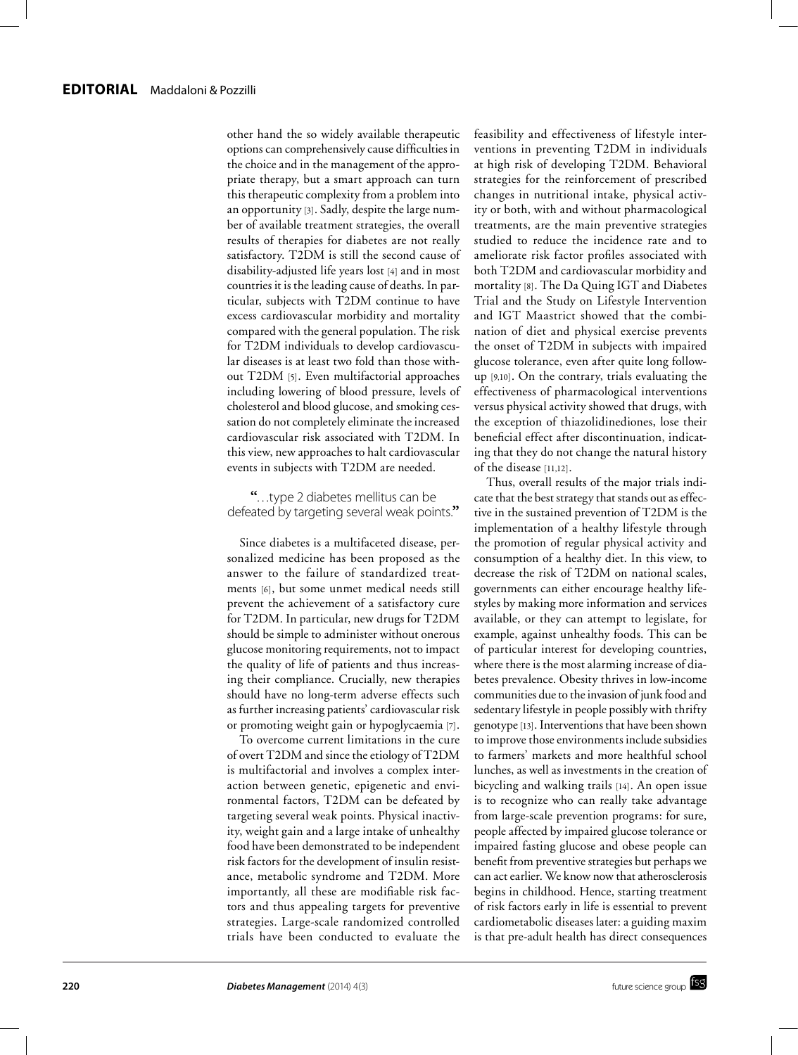other hand the so widely available therapeutic options can comprehensively cause difficulties in the choice and in the management of the appropriate therapy, but a smart approach can turn this therapeutic complexity from a problem into an opportunity [3]. Sadly, despite the large number of available treatment strategies, the overall results of therapies for diabetes are not really satisfactory. T2DM is still the second cause of disability-adjusted life years lost [4] and in most countries it is the leading cause of deaths. In particular, subjects with T2DM continue to have excess cardiovascular morbidity and mortality compared with the general population. The risk for T2DM individuals to develop cardiovascular diseases is at least two fold than those without T2DM [5]. Even multifactorial approaches including lowering of blood pressure, levels of cholesterol and blood glucose, and smoking cessation do not completely eliminate the increased cardiovascular risk associated with T2DM. In this view, new approaches to halt cardiovascular events in subjects with T2DM are needed.

> "…type 2 diabetes mellitus can be defeated by targeting several weak points."

Since diabetes is a multifaceted disease, personalized medicine has been proposed as the answer to the failure of standardized treatments [6], but some unmet medical needs still prevent the achievement of a satisfactory cure for T2DM. In particular, new drugs for T2DM should be simple to administer without onerous glucose monitoring requirements, not to impact the quality of life of patients and thus increasing their compliance. Crucially, new therapies should have no long-term adverse effects such as further increasing patients' cardiovascular risk or promoting weight gain or hypoglycaemia [7].

To overcome current limitations in the cure of overt T2DM and since the etiology of T2DM is multifactorial and involves a complex interaction between genetic, epigenetic and environmental factors, T2DM can be defeated by targeting several weak points. Physical inactivity, weight gain and a large intake of unhealthy food have been demonstrated to be independent risk factors for the development of insulin resistance, metabolic syndrome and T2DM. More importantly, all these are modifiable risk factors and thus appealing targets for preventive strategies. Large-scale randomized controlled trials have been conducted to evaluate the feasibility and effectiveness of lifestyle interventions in preventing T2DM in individuals at high risk of developing T2DM. Behavioral strategies for the reinforcement of prescribed changes in nutritional intake, physical activity or both, with and without pharmacological treatments, are the main preventive strategies studied to reduce the incidence rate and to ameliorate risk factor profiles associated with both T2DM and cardiovascular morbidity and mortality [8]. The Da Quing IGT and Diabetes Trial and the Study on Lifestyle Intervention and IGT Maastrict showed that the combination of diet and physical exercise prevents the onset of T2DM in subjects with impaired glucose tolerance, even after quite long follow-up [9,10]. On the contrary, trials evaluating the effectiveness of pharmacological interventions versus physical activity showed that drugs, with the exception of thiazolidinediones, lose their beneficial effect after discontinuation, indicating that they do not change the natural history of the disease [11,12].

Thus, overall results of the major trials indicate that the best strategy that stands out as effective in the sustained prevention of T2DM is the implementation of a healthy lifestyle through the promotion of regular physical activity and consumption of a healthy diet. In this view, to decrease the risk of T2DM on national scales, governments can either encourage healthy lifestyles by making more information and services available, or they can attempt to legislate, for example, against unhealthy foods. This can be of particular interest for developing countries, where there is the most alarming increase of diabetes prevalence. Obesity thrives in low-income communities due to the invasion of junk food and sedentary lifestyle in people possibly with thrifty genotype [13]. Interventions that have been shown to improve those environments include subsidies to farmers' markets and more healthful school lunches, as well as investments in the creation of bicycling and walking trails [14]. An open issue is to recognize who can really take advantage from large-scale prevention programs: for sure, people affected by impaired glucose tolerance or impaired fasting glucose and obese people can benefit from preventive strategies but perhaps we can act earlier. We know now that atherosclerosis begins in childhood. Hence, starting treatment of risk factors early in life is essential to prevent cardiometabolic diseases later: a guiding maxim is that pre-adult health has direct consequences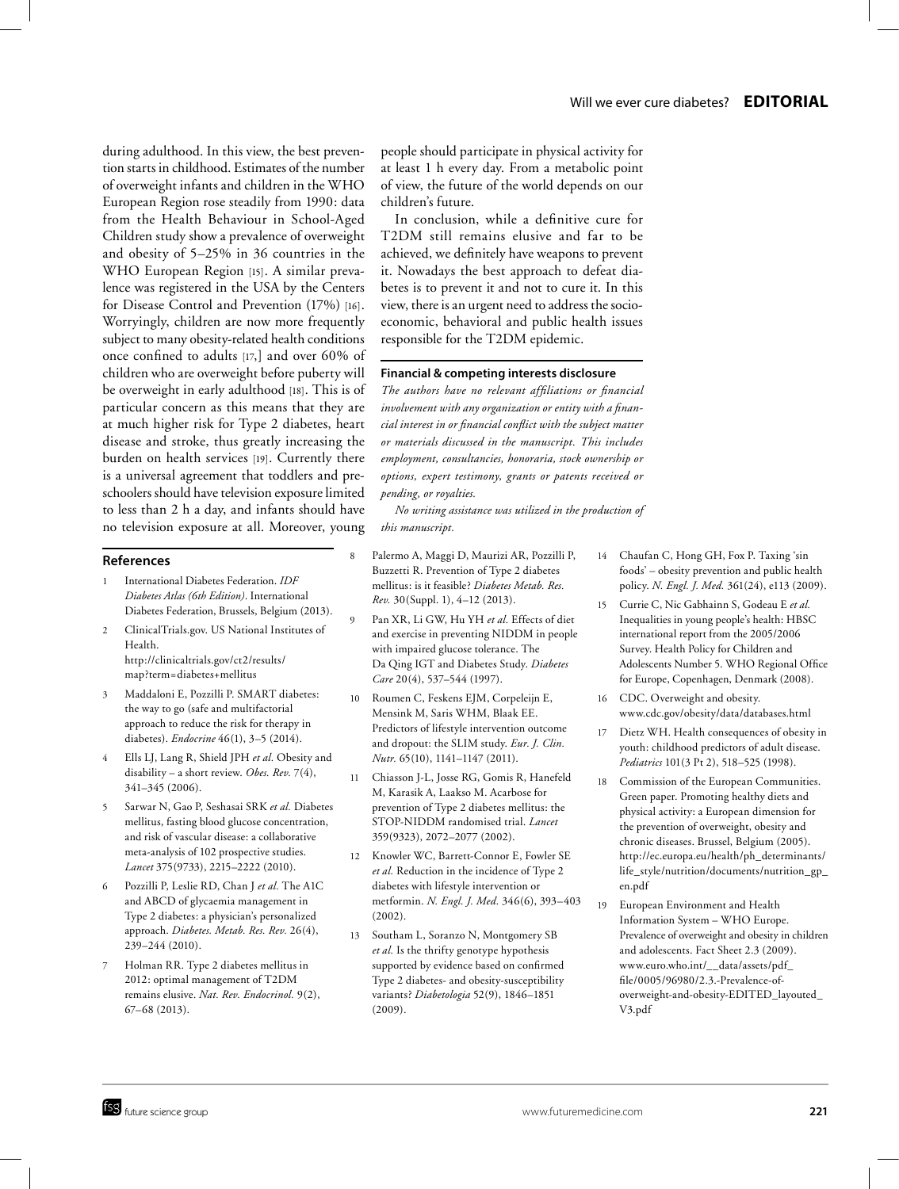during adulthood. In this view, the best prevention starts in childhood. Estimates of the number of overweight infants and children in the WHO European Region rose steadily from 1990: data from the Health Behaviour in School-Aged Children study show a prevalence of overweight and obesity of 5–25% in 36 countries in the WHO European Region [15]. A similar prevalence was registered in the USA by the Centers for Disease Control and Prevention (17%) [16]. Worryingly, children are now more frequently subject to many obesity-related health conditions once confined to adults [17,] and over 60% of children who are overweight before puberty will be overweight in early adulthood [18]. This is of particular concern as this means that they are at much higher risk for Type 2 diabetes, heart disease and stroke, thus greatly increasing the burden on health services [19]. Currently there is a universal agreement that toddlers and preschoolers should have television exposure limited to less than 2 h a day, and infants should have no television exposure at all. Moreover, young people should participate in physical activity for at least 1 h every day. From a metabolic point of view, the future of the world depends on our children's future.

In conclusion, while a definitive cure for T2DM still remains elusive and far to be achieved, we definitely have weapons to prevent it. Nowadays the best approach to defeat diabetes is to prevent it and not to cure it. In this view, there is an urgent need to address the socioeconomic, behavioral and public health issues responsible for the T2DM epidemic.

### Financial & competing interests disclosure

*The authors have no relevant affiliations or financial involvement with any organization or entity with a financial interest in or financial conflict with the subject matter or materials discussed in the manuscript. This includes employment, consultancies, honoraria, stock ownership or options, expert testimony, grants or patents received or pending, or royalties.*

*No writing assistance was utilized in the production of this manuscript.*

## References

1. International Diabetes Federation. *IDF Diabetes Atlas (6th Edition)*. International Diabetes Federation, Brussels, Belgium (2013).
2. ClinicalTrials.gov. US National Institutes of Health. http://clinicaltrials.gov/ct2/results/map?term=diabetes+mellitus
3. Maddaloni E, Pozzilli P. SMART diabetes: the way to go (safe and multifactorial approach to reduce the risk for therapy in diabetes). *Endocrine* 46(1), 3–5 (2014).
4. Ells LJ, Lang R, Shield JPH *et al.* Obesity and disability – a short review. *Obes. Rev.* 7(4), 341–345 (2006).
5. Sarwar N, Gao P, Seshasai SRK *et al.* Diabetes mellitus, fasting blood glucose concentration, and risk of vascular disease: a collaborative meta-analysis of 102 prospective studies. *Lancet* 375(9733), 2215–2222 (2010).
6. Pozzilli P, Leslie RD, Chan J *et al.* The A1C and ABCD of glycaemia management in Type 2 diabetes: a physician's personalized approach. *Diabetes. Metab. Res. Rev.* 26(4), 239–244 (2010).
7. Holman RR. Type 2 diabetes mellitus in 2012: optimal management of T2DM remains elusive. *Nat. Rev. Endocrinol.* 9(2), 67–68 (2013).
8. Palermo A, Maggi D, Maurizi AR, Pozzilli P, Buzzetti R. Prevention of Type 2 diabetes mellitus: is it feasible? *Diabetes Metab. Res. Rev.* 30(Suppl. 1), 4–12 (2013).
9. Pan XR, Li GW, Hu YH *et al.* Effects of diet and exercise in preventing NIDDM in people with impaired glucose tolerance. The Da Qing IGT and Diabetes Study. *Diabetes Care* 20(4), 537–544 (1997).
10. Roumen C, Feskens EJM, Corpeleijn E, Mensink M, Saris WHM, Blaak EE. Predictors of lifestyle intervention outcome and dropout: the SLIM study. *Eur. J. Clin. Nutr.* 65(10), 1141–1147 (2011).
11. Chiasson J-L, Josse RG, Gomis R, Hanefeld M, Karasik A, Laakso M. Acarbose for prevention of Type 2 diabetes mellitus: the STOP-NIDDM randomised trial. *Lancet* 359(9323), 2072–2077 (2002).
12. Knowler WC, Barrett-Connor E, Fowler SE *et al.* Reduction in the incidence of Type 2 diabetes with lifestyle intervention or metformin. *N. Engl. J. Med*. 346(6), 393–403 (2002).
13. Southam L, Soranzo N, Montgomery SB *et al.* Is the thrifty genotype hypothesis supported by evidence based on confirmed Type 2 diabetes- and obesity-susceptibility variants? *Diabetologia* 52(9), 1846–1851 (2009).
14. Chaufan C, Hong GH, Fox P. Taxing 'sin foods' – obesity prevention and public health policy. *N. Engl. J. Med.* 361(24), e113 (2009).
15. Currie C, Nic Gabhainn S, Godeau E *et al.* Inequalities in young people's health: HBSC international report from the 2005/2006 Survey. Health Policy for Children and Adolescents Number 5. WHO Regional Office for Europe, Copenhagen, Denmark (2008).
16. CDC. Overweight and obesity. www.cdc.gov/obesity/data/databases.html
17. Dietz WH. Health consequences of obesity in youth: childhood predictors of adult disease. *Pediatrics* 101(3 Pt 2), 518–525 (1998).
18. Commission of the European Communities. Green paper. Promoting healthy diets and physical activity: a European dimension for the prevention of overweight, obesity and chronic diseases. Brussel, Belgium (2005). http://ec.europa.eu/health/ph_determinants/life_style/nutrition/documents/nutrition_gp_en.pdf
19. European Environment and Health Information System – WHO Europe. Prevalence of overweight and obesity in children and adolescents. Fact Sheet 2.3 (2009). www.euro.who.int/__data/assets/pdf_file/0005/96980/2.3.-Prevalence-of-overweight-and-obesity-EDITED_layouted_V3.pdf